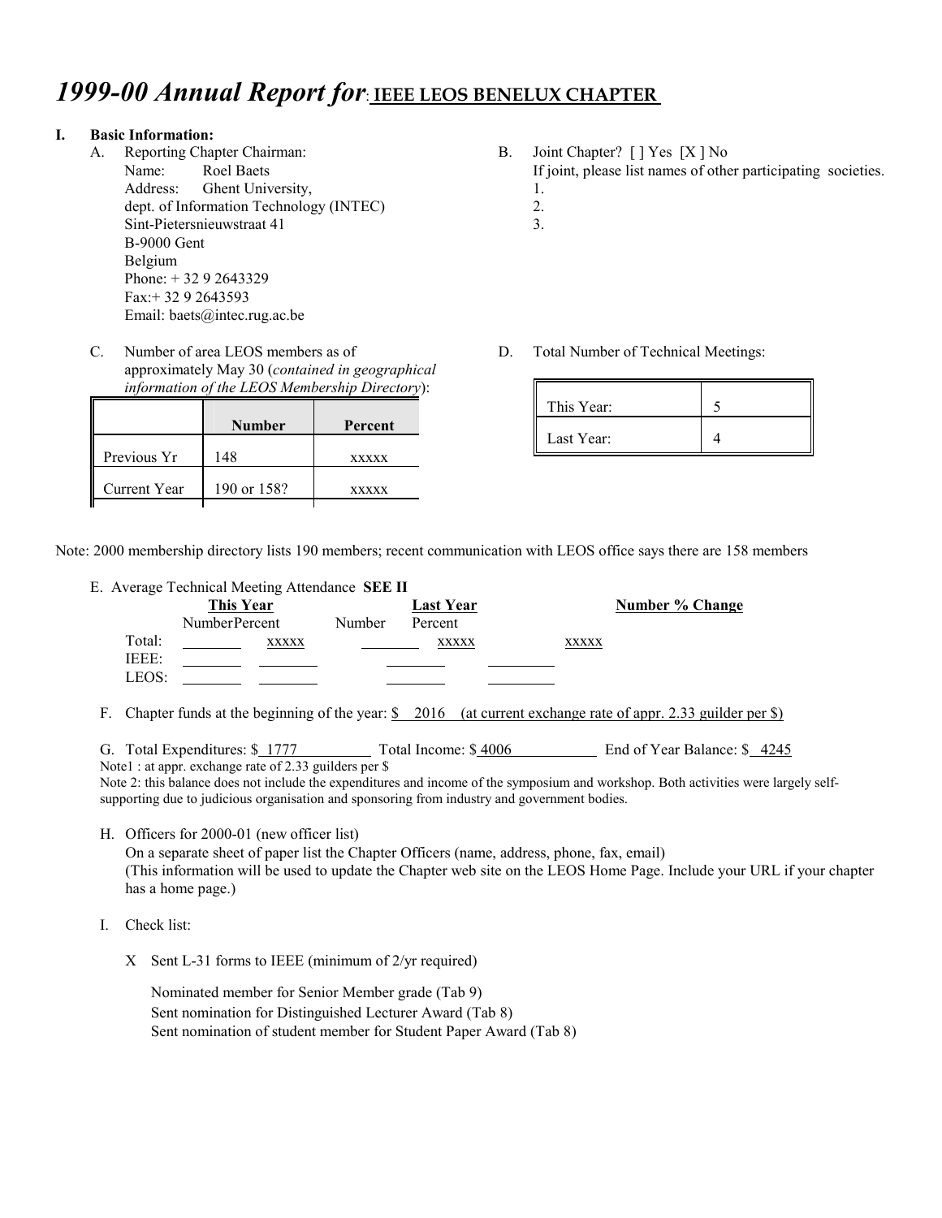# *1999-00 Annual Report for*: IEEE LEOS BENELUX CHAPTER

## I. Basic Information:

A. Reporting Chapter Chairman:
Name: Roel Baets
Address: Ghent University,
dept. of Information Technology (INTEC)
Sint-Pietersnieuwstraat 41
B-9000 Gent
Belgium
Phone: + 32 9 2643329
Fax:+ 32 9 2643593
Email: baets@intec.rug.ac.be

B. Joint Chapter? [ ] Yes [X ] No
If joint, please list names of other participating societies.
1.
2.
3.

C. Number of area LEOS members as of approximately May 30 (*contained in geographical information of the LEOS Membership Directory*):

| | Number | Percent |
|---|---|---|
| Previous Yr | 148 | xxxxx |
| Current Year | 190 or 158? | xxxxx |

D. Total Number of Technical Meetings:

| | |
|---|---|
| This Year: | 5 |
| Last Year: | 4 |

Note: 2000 membership directory lists 190 members; recent communication with LEOS office says there are 158 members

E. Average Technical Meeting Attendance **SEE II**

| | This Year | | Last Year | | Number % Change |
|---|---|---|---|---|---|
| | Number | Percent | Number | Percent | |
| Total: | | xxxxx | | xxxxx | xxxxx |
| IEEE: | | | | | |
| LEOS: | | | | | |

F. Chapter funds at the beginning of the year: $ 2016 (at current exchange rate of appr. 2.33 guilder per $)

G. Total Expenditures: $ 1777 Total Income: $ 4006 End of Year Balance: $ 4245
Note1 : at appr. exchange rate of 2.33 guilders per $
Note 2: this balance does not include the expenditures and income of the symposium and workshop. Both activities were largely self-supporting due to judicious organisation and sponsoring from industry and government bodies.

H. Officers for 2000-01 (new officer list)
On a separate sheet of paper list the Chapter Officers (name, address, phone, fax, email)
(This information will be used to update the Chapter web site on the LEOS Home Page. Include your URL if your chapter has a home page.)

I. Check list:

X Sent L-31 forms to IEEE (minimum of 2/yr required)

Nominated member for Senior Member grade (Tab 9)
Sent nomination for Distinguished Lecturer Award (Tab 8)
Sent nomination of student member for Student Paper Award (Tab 8)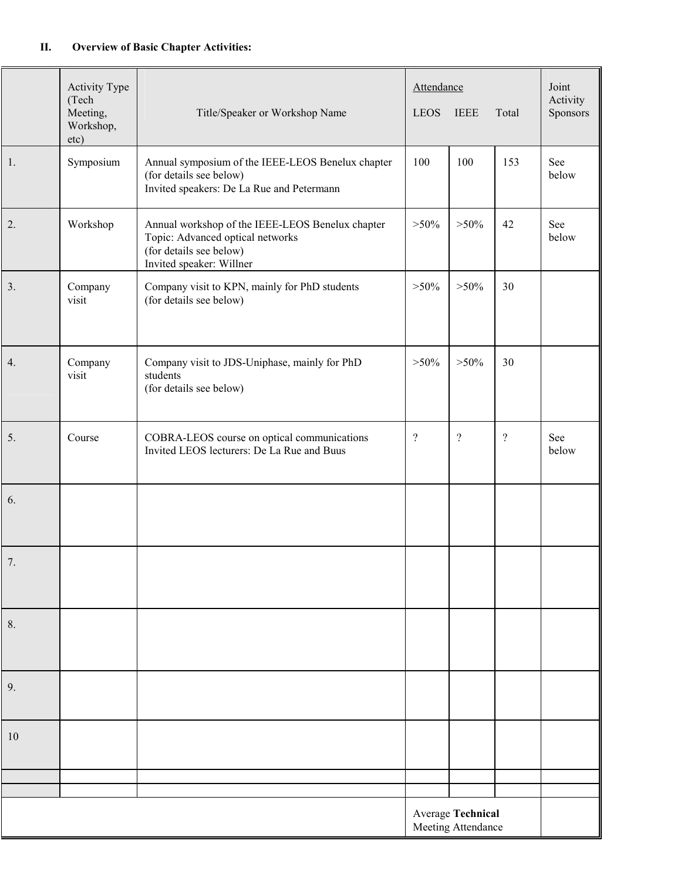## II. Overview of Basic Chapter Activities:

| | Activity Type (Tech Meeting, Workshop, etc) | Title/Speaker or Workshop Name | Attendance | | | Joint Activity Sponsors |
|---|---|---|---|---|---|---|
| | | | LEOS | IEEE | Total | |
| 1. | Symposium | Annual symposium of the IEEE-LEOS Benelux chapter (for details see below) Invited speakers: De La Rue and Petermann | 100 | 100 | 153 | See below |
| 2. | Workshop | Annual workshop of the IEEE-LEOS Benelux chapter Topic: Advanced optical networks (for details see below) Invited speaker: Willner | >50% | >50% | 42 | See below |
| 3. | Company visit | Company visit to KPN, mainly for PhD students (for details see below) | >50% | >50% | 30 | |
| 4. | Company visit | Company visit to JDS-Uniphase, mainly for PhD students (for details see below) | >50% | >50% | 30 | |
| 5. | Course | COBRA-LEOS course on optical communications Invited LEOS lecturers: De La Rue and Buus | ? | ? | ? | See below |
| 6. | | | | | | |
| 7. | | | | | | |
| 8. | | | | | | |
| 9. | | | | | | |
| 10 | | | | | | |
| | | | | | | |
| | | | | | | |
| | | | Average **Technical** Meeting Attendance | | | |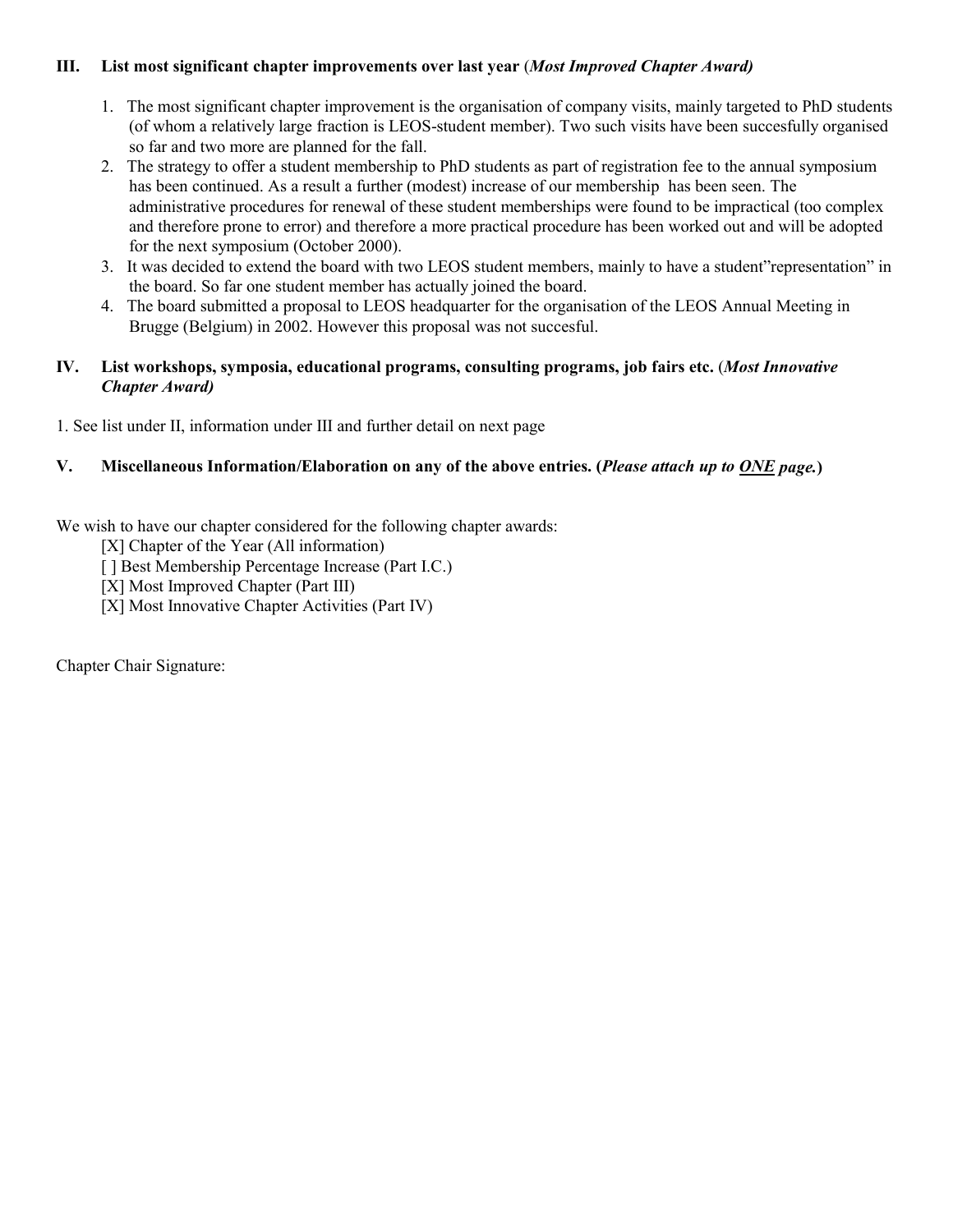### III. List most significant chapter improvements over last year (*Most Improved Chapter Award)*

1. The most significant chapter improvement is the organisation of company visits, mainly targeted to PhD students (of whom a relatively large fraction is LEOS-student member). Two such visits have been succesfully organised so far and two more are planned for the fall.
2. The strategy to offer a student membership to PhD students as part of registration fee to the annual symposium has been continued. As a result a further (modest) increase of our membership has been seen. The administrative procedures for renewal of these student memberships were found to be impractical (too complex and therefore prone to error) and therefore a more practical procedure has been worked out and will be adopted for the next symposium (October 2000).
3. It was decided to extend the board with two LEOS student members, mainly to have a student"representation" in the board. So far one student member has actually joined the board.
4. The board submitted a proposal to LEOS headquarter for the organisation of the LEOS Annual Meeting in Brugge (Belgium) in 2002. However this proposal was not succesful.

### IV. List workshops, symposia, educational programs, consulting programs, job fairs etc. (*Most Innovative Chapter Award)*

1. See list under II, information under III and further detail on next page

### V. Miscellaneous Information/Elaboration on any of the above entries. (*Please attach up to ONE page.*)

We wish to have our chapter considered for the following chapter awards:

[X] Chapter of the Year (All information)
[ ] Best Membership Percentage Increase (Part I.C.)
[X] Most Improved Chapter (Part III)
[X] Most Innovative Chapter Activities (Part IV)

Chapter Chair Signature: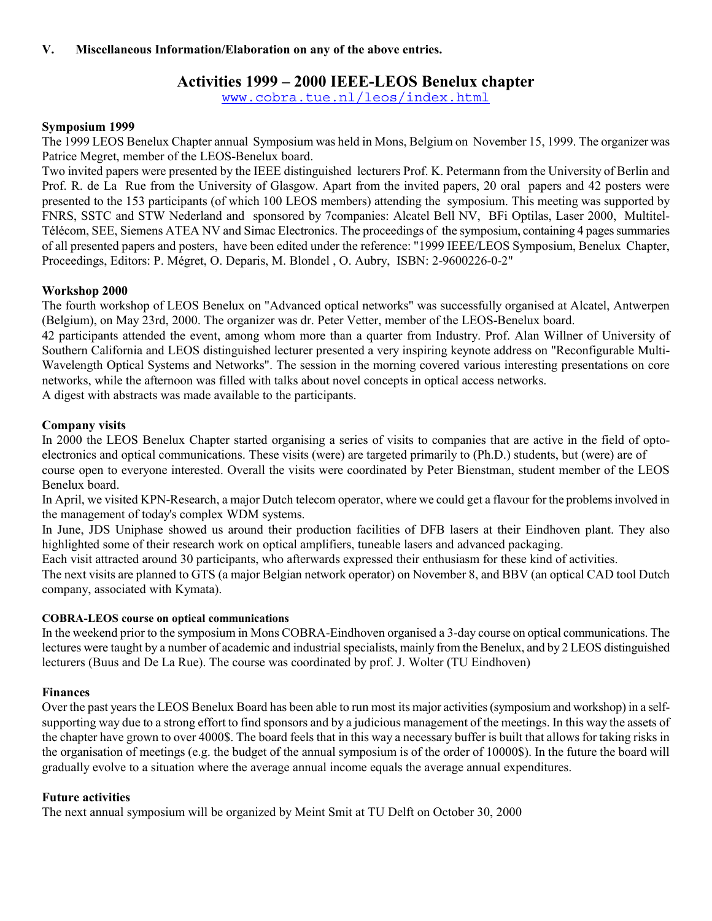**V. Miscellaneous Information/Elaboration on any of the above entries.**

# Activities 1999 – 2000 IEEE-LEOS Benelux chapter

www.cobra.tue.nl/leos/index.html

**Symposium 1999**

The 1999 LEOS Benelux Chapter annual Symposium was held in Mons, Belgium on November 15, 1999. The organizer was Patrice Megret, member of the LEOS-Benelux board.

Two invited papers were presented by the IEEE distinguished lecturers Prof. K. Petermann from the University of Berlin and Prof. R. de La Rue from the University of Glasgow. Apart from the invited papers, 20 oral papers and 42 posters were presented to the 153 participants (of which 100 LEOS members) attending the symposium. This meeting was supported by FNRS, SSTC and STW Nederland and sponsored by 7companies: Alcatel Bell NV, BFi Optilas, Laser 2000, Multitel-Télécom, SEE, Siemens ATEA NV and Simac Electronics. The proceedings of the symposium, containing 4 pages summaries of all presented papers and posters, have been edited under the reference: "1999 IEEE/LEOS Symposium, Benelux Chapter, Proceedings, Editors: P. Mégret, O. Deparis, M. Blondel , O. Aubry, ISBN: 2-9600226-0-2"

**Workshop 2000**

The fourth workshop of LEOS Benelux on "Advanced optical networks" was successfully organised at Alcatel, Antwerpen (Belgium), on May 23rd, 2000. The organizer was dr. Peter Vetter, member of the LEOS-Benelux board.

42 participants attended the event, among whom more than a quarter from Industry. Prof. Alan Willner of University of Southern California and LEOS distinguished lecturer presented a very inspiring keynote address on "Reconfigurable Multi-Wavelength Optical Systems and Networks". The session in the morning covered various interesting presentations on core networks, while the afternoon was filled with talks about novel concepts in optical access networks.

A digest with abstracts was made available to the participants.

**Company visits**

In 2000 the LEOS Benelux Chapter started organising a series of visits to companies that are active in the field of opto-electronics and optical communications. These visits (were) are targeted primarily to (Ph.D.) students, but (were) are of course open to everyone interested. Overall the visits were coordinated by Peter Bienstman, student member of the LEOS Benelux board.

In April, we visited KPN-Research, a major Dutch telecom operator, where we could get a flavour for the problems involved in the management of today's complex WDM systems.

In June, JDS Uniphase showed us around their production facilities of DFB lasers at their Eindhoven plant. They also highlighted some of their research work on optical amplifiers, tuneable lasers and advanced packaging.

Each visit attracted around 30 participants, who afterwards expressed their enthusiasm for these kind of activities.

The next visits are planned to GTS (a major Belgian network operator) on November 8, and BBV (an optical CAD tool Dutch company, associated with Kymata).

**COBRA-LEOS course on optical communications**

In the weekend prior to the symposium in Mons COBRA-Eindhoven organised a 3-day course on optical communications. The lectures were taught by a number of academic and industrial specialists, mainly from the Benelux, and by 2 LEOS distinguished lecturers (Buus and De La Rue). The course was coordinated by prof. J. Wolter (TU Eindhoven)

**Finances**

Over the past years the LEOS Benelux Board has been able to run most its major activities (symposium and workshop) in a self-supporting way due to a strong effort to find sponsors and by a judicious management of the meetings. In this way the assets of the chapter have grown to over 4000$. The board feels that in this way a necessary buffer is built that allows for taking risks in the organisation of meetings (e.g. the budget of the annual symposium is of the order of 10000$). In the future the board will gradually evolve to a situation where the average annual income equals the average annual expenditures.

**Future activities**

The next annual symposium will be organized by Meint Smit at TU Delft on October 30, 2000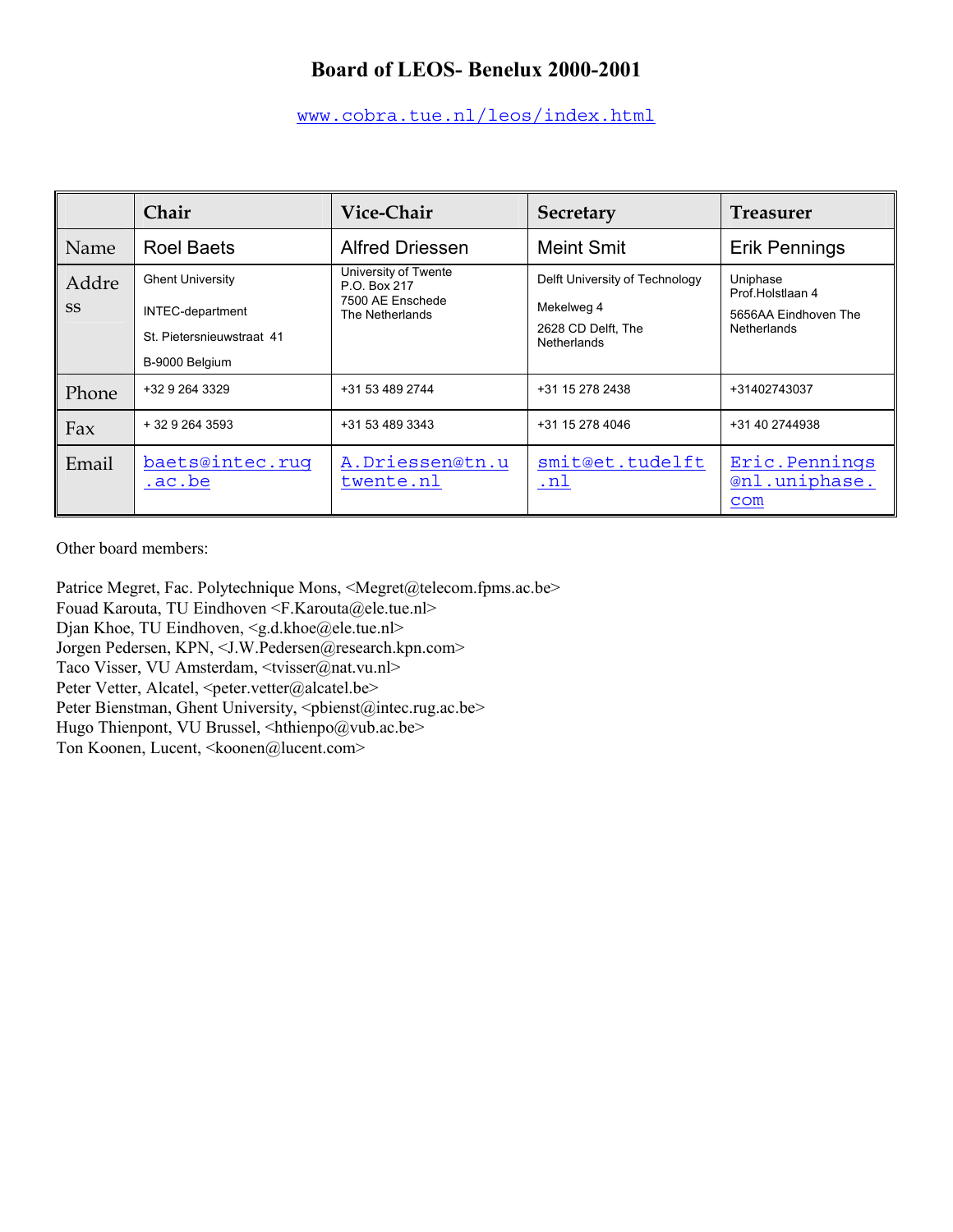# Board of LEOS- Benelux 2000-2001

www.cobra.tue.nl/leos/index.html

| | Chair | Vice-Chair | Secretary | Treasurer |
|---|---|---|---|---|
| Name | Roel Baets | Alfred Driessen | Meint Smit | Erik Pennings |
| Address | Ghent University<br>INTEC-department<br>St. Pietersnieuwstraat 41<br>B-9000 Belgium | University of Twente<br>P.O. Box 217<br>7500 AE Enschede<br>The Netherlands | Delft University of Technology<br>Mekelweg 4<br>2628 CD Delft, The Netherlands | Uniphase<br>Prof.Holstlaan 4<br>5656AA Eindhoven The Netherlands |
| Phone | +32 9 264 3329 | +31 53 489 2744 | +31 15 278 2438 | +31402743037 |
| Fax | + 32 9 264 3593 | +31 53 489 3343 | +31 15 278 4046 | +31 40 2744938 |
| Email | baets@intec.rug.ac.be | A.Driessen@tn.utwente.nl | smit@et.tudelft.nl | Eric.Pennings@nl.uniphase.com |

Other board members:

Patrice Megret, Fac. Polytechnique Mons, <Megret@telecom.fpms.ac.be>
Fouad Karouta, TU Eindhoven <F.Karouta@ele.tue.nl>
Djan Khoe, TU Eindhoven, <g.d.khoe@ele.tue.nl>
Jorgen Pedersen, KPN, <J.W.Pedersen@research.kpn.com>
Taco Visser, VU Amsterdam, <tvisser@nat.vu.nl>
Peter Vetter, Alcatel, <peter.vetter@alcatel.be>
Peter Bienstman, Ghent University, <pbienst@intec.rug.ac.be>
Hugo Thienpont, VU Brussel, <hthienpo@vub.ac.be>
Ton Koonen, Lucent, <koonen@lucent.com>